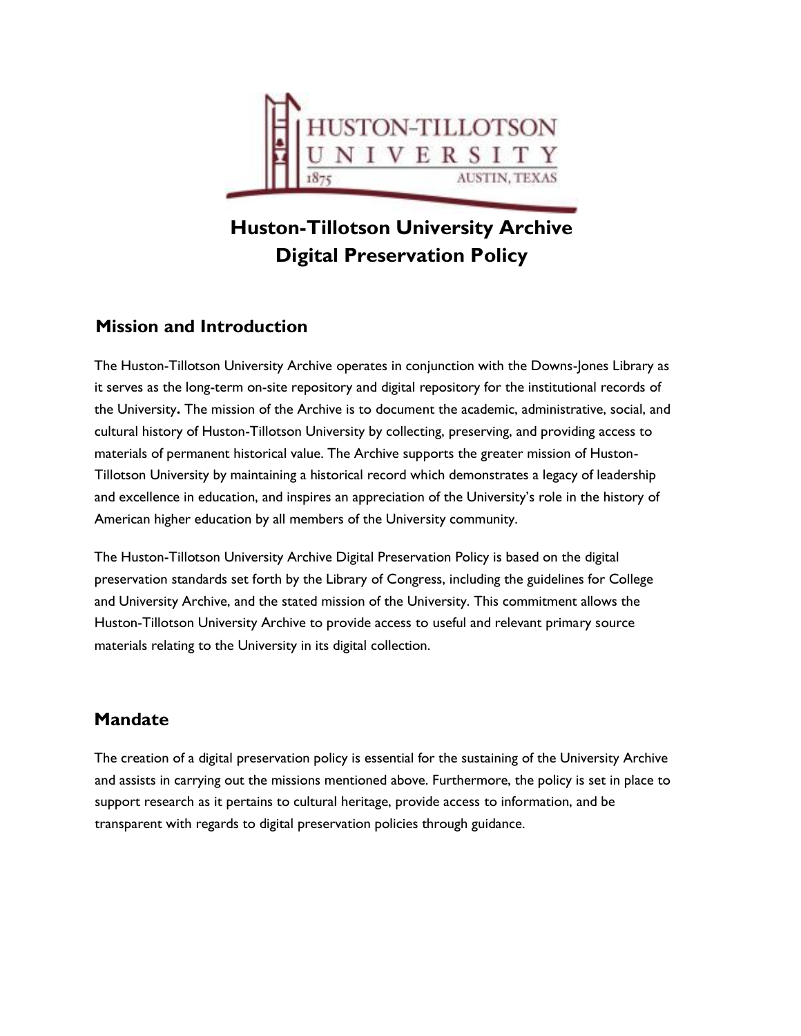# Huston-Tillotson University Archive Digital Preservation Policy

## Mission and Introduction

The Huston-Tillotson University Archive operates in conjunction with the Downs-Jones Library as it serves as the long-term on-site repository and digital repository for the institutional records of the University**.** The mission of the Archive is to document the academic, administrative, social, and cultural history of Huston-Tillotson University by collecting, preserving, and providing access to materials of permanent historical value. The Archive supports the greater mission of Huston-Tillotson University by maintaining a historical record which demonstrates a legacy of leadership and excellence in education, and inspires an appreciation of the University's role in the history of American higher education by all members of the University community.

The Huston-Tillotson University Archive Digital Preservation Policy is based on the digital preservation standards set forth by the Library of Congress, including the guidelines for College and University Archive, and the stated mission of the University. This commitment allows the Huston-Tillotson University Archive to provide access to useful and relevant primary source materials relating to the University in its digital collection.

## Mandate

The creation of a digital preservation policy is essential for the sustaining of the University Archive and assists in carrying out the missions mentioned above. Furthermore, the policy is set in place to support research as it pertains to cultural heritage, provide access to information, and be transparent with regards to digital preservation policies through guidance.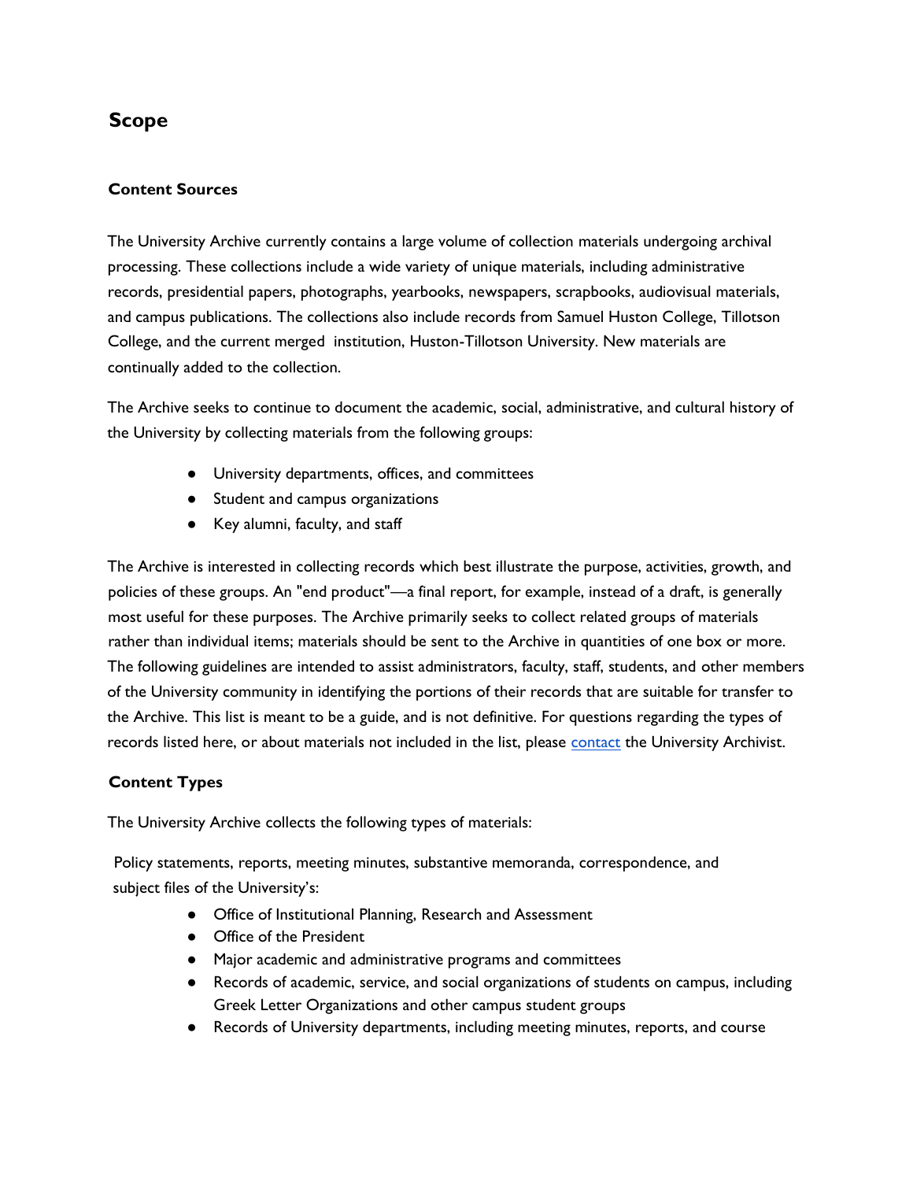## Scope

### Content Sources

The University Archive currently contains a large volume of collection materials undergoing archival processing. These collections include a wide variety of unique materials, including administrative records, presidential papers, photographs, yearbooks, newspapers, scrapbooks, audiovisual materials, and campus publications. The collections also include records from Samuel Huston College, Tillotson College, and the current merged institution, Huston-Tillotson University. New materials are continually added to the collection.

The Archive seeks to continue to document the academic, social, administrative, and cultural history of the University by collecting materials from the following groups:

- University departments, offices, and committees
- Student and campus organizations
- Key alumni, faculty, and staff

The Archive is interested in collecting records which best illustrate the purpose, activities, growth, and policies of these groups. An "end product"—a final report, for example, instead of a draft, is generally most useful for these purposes. The Archive primarily seeks to collect related groups of materials rather than individual items; materials should be sent to the Archive in quantities of one box or more. The following guidelines are intended to assist administrators, faculty, staff, students, and other members of the University community in identifying the portions of their records that are suitable for transfer to the Archive. This list is meant to be a guide, and is not definitive. For questions regarding the types of records listed here, or about materials not included in the list, please contact the University Archivist.

### Content Types

The University Archive collects the following types of materials:

Policy statements, reports, meeting minutes, substantive memoranda, correspondence, and subject files of the University's:

- Office of Institutional Planning, Research and Assessment
- Office of the President
- Major academic and administrative programs and committees
- Records of academic, service, and social organizations of students on campus, including Greek Letter Organizations and other campus student groups
- Records of University departments, including meeting minutes, reports, and course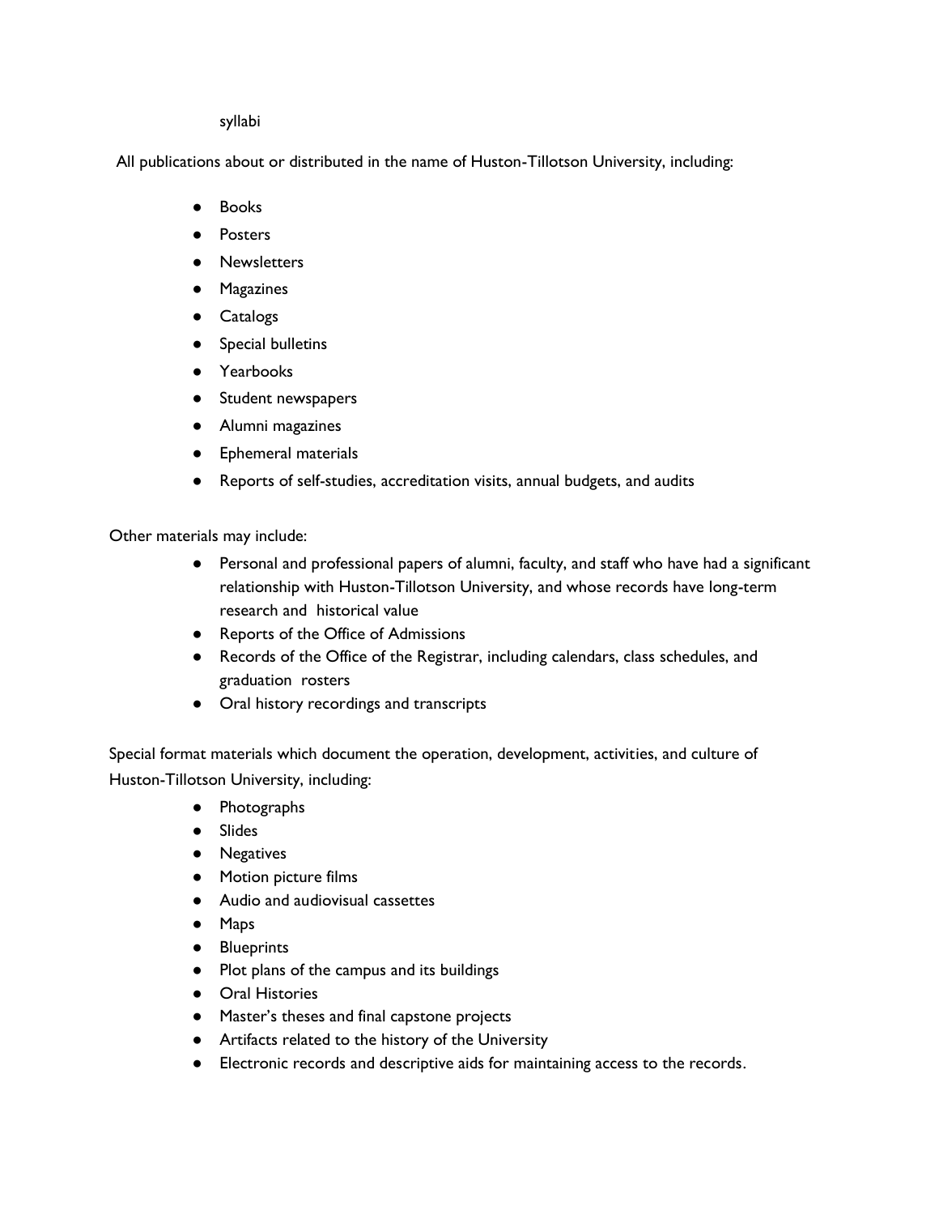syllabi

All publications about or distributed in the name of Huston-Tillotson University, including:

- Books
- Posters
- Newsletters
- Magazines
- Catalogs
- Special bulletins
- Yearbooks
- Student newspapers
- Alumni magazines
- Ephemeral materials
- Reports of self-studies, accreditation visits, annual budgets, and audits

Other materials may include:

- Personal and professional papers of alumni, faculty, and staff who have had a significant relationship with Huston-Tillotson University, and whose records have long-term research and historical value
- Reports of the Office of Admissions
- Records of the Office of the Registrar, including calendars, class schedules, and graduation rosters
- Oral history recordings and transcripts

Special format materials which document the operation, development, activities, and culture of Huston-Tillotson University, including:

- Photographs
- Slides
- Negatives
- Motion picture films
- Audio and audiovisual cassettes
- Maps
- Blueprints
- Plot plans of the campus and its buildings
- Oral Histories
- Master's theses and final capstone projects
- Artifacts related to the history of the University
- Electronic records and descriptive aids for maintaining access to the records.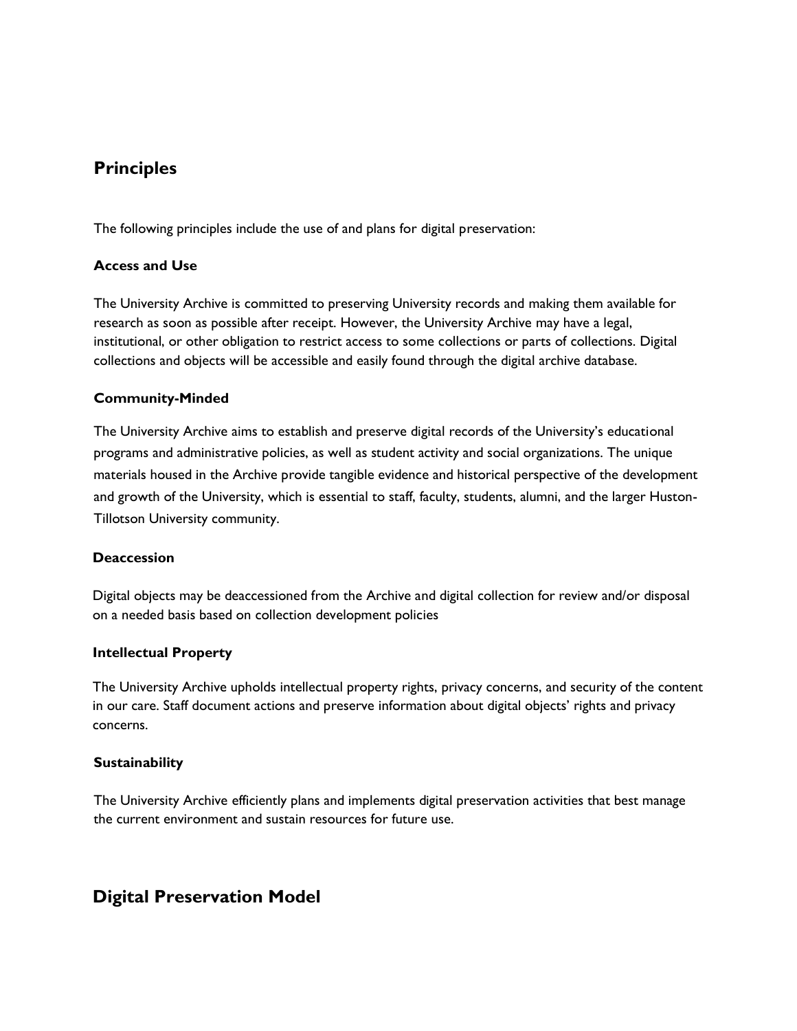## Principles

The following principles include the use of and plans for digital preservation:

### Access and Use

The University Archive is committed to preserving University records and making them available for research as soon as possible after receipt. However, the University Archive may have a legal, institutional, or other obligation to restrict access to some collections or parts of collections. Digital collections and objects will be accessible and easily found through the digital archive database.

### Community-Minded

The University Archive aims to establish and preserve digital records of the University's educational programs and administrative policies, as well as student activity and social organizations. The unique materials housed in the Archive provide tangible evidence and historical perspective of the development and growth of the University, which is essential to staff, faculty, students, alumni, and the larger Huston-Tillotson University community.

### Deaccession

Digital objects may be deaccessioned from the Archive and digital collection for review and/or disposal on a needed basis based on collection development policies

### Intellectual Property

The University Archive upholds intellectual property rights, privacy concerns, and security of the content in our care. Staff document actions and preserve information about digital objects' rights and privacy concerns.

### Sustainability

The University Archive efficiently plans and implements digital preservation activities that best manage the current environment and sustain resources for future use.

## Digital Preservation Model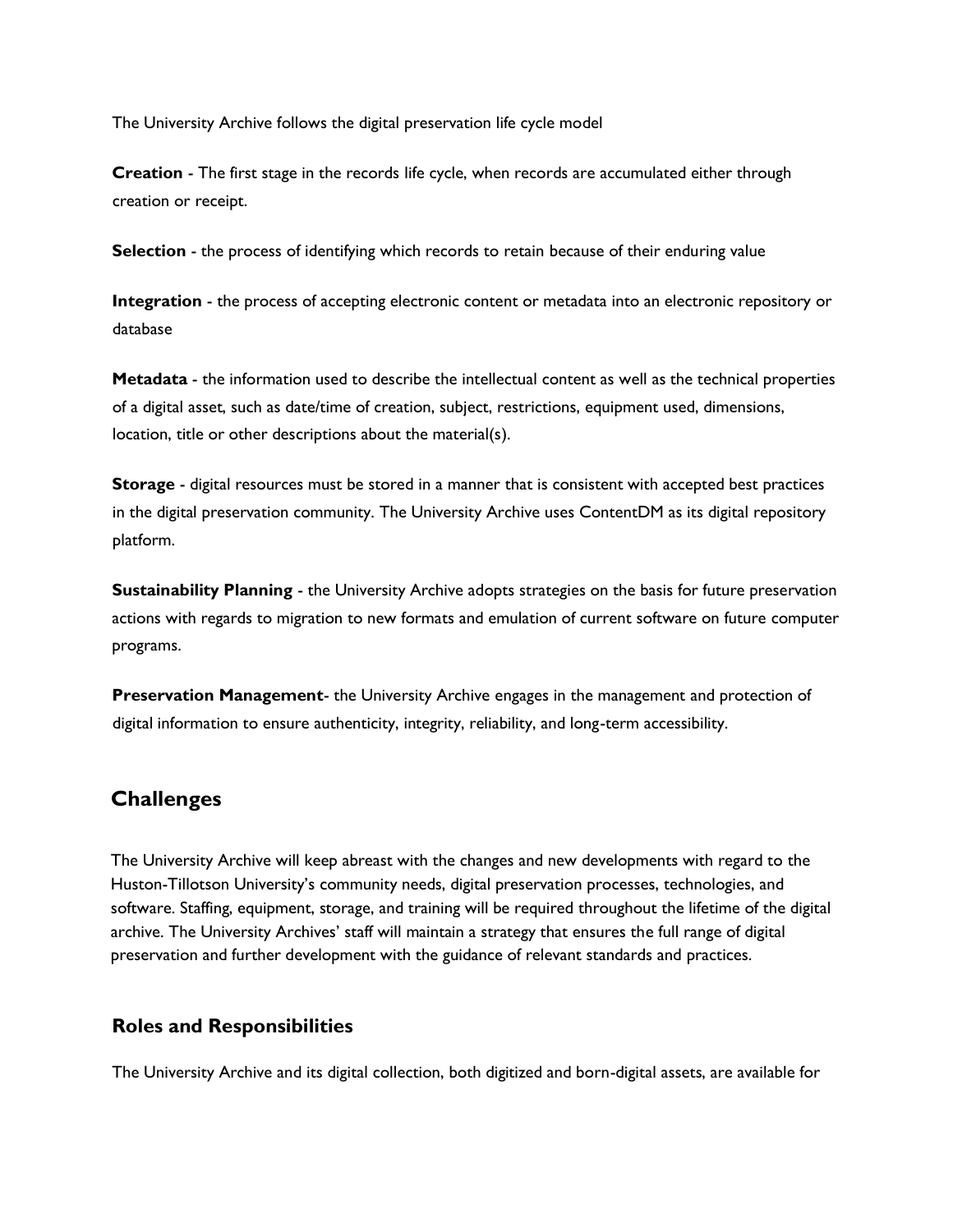The University Archive follows the digital preservation life cycle model

**Creation** - The first stage in the records life cycle, when records are accumulated either through creation or receipt.

**Selection** - the process of identifying which records to retain because of their enduring value

**Integration** - the process of accepting electronic content or metadata into an electronic repository or database

**Metadata** - the information used to describe the intellectual content as well as the technical properties of a digital asset, such as date/time of creation, subject, restrictions, equipment used, dimensions, location, title or other descriptions about the material(s).

**Storage** - digital resources must be stored in a manner that is consistent with accepted best practices in the digital preservation community. The University Archive uses ContentDM as its digital repository platform.

**Sustainability Planning** - the University Archive adopts strategies on the basis for future preservation actions with regards to migration to new formats and emulation of current software on future computer programs.

**Preservation Management**- the University Archive engages in the management and protection of digital information to ensure authenticity, integrity, reliability, and long-term accessibility.

## Challenges

The University Archive will keep abreast with the changes and new developments with regard to the Huston-Tillotson University's community needs, digital preservation processes, technologies, and software. Staffing, equipment, storage, and training will be required throughout the lifetime of the digital archive. The University Archives' staff will maintain a strategy that ensures the full range of digital preservation and further development with the guidance of relevant standards and practices.

### Roles and Responsibilities

The University Archive and its digital collection, both digitized and born-digital assets, are available for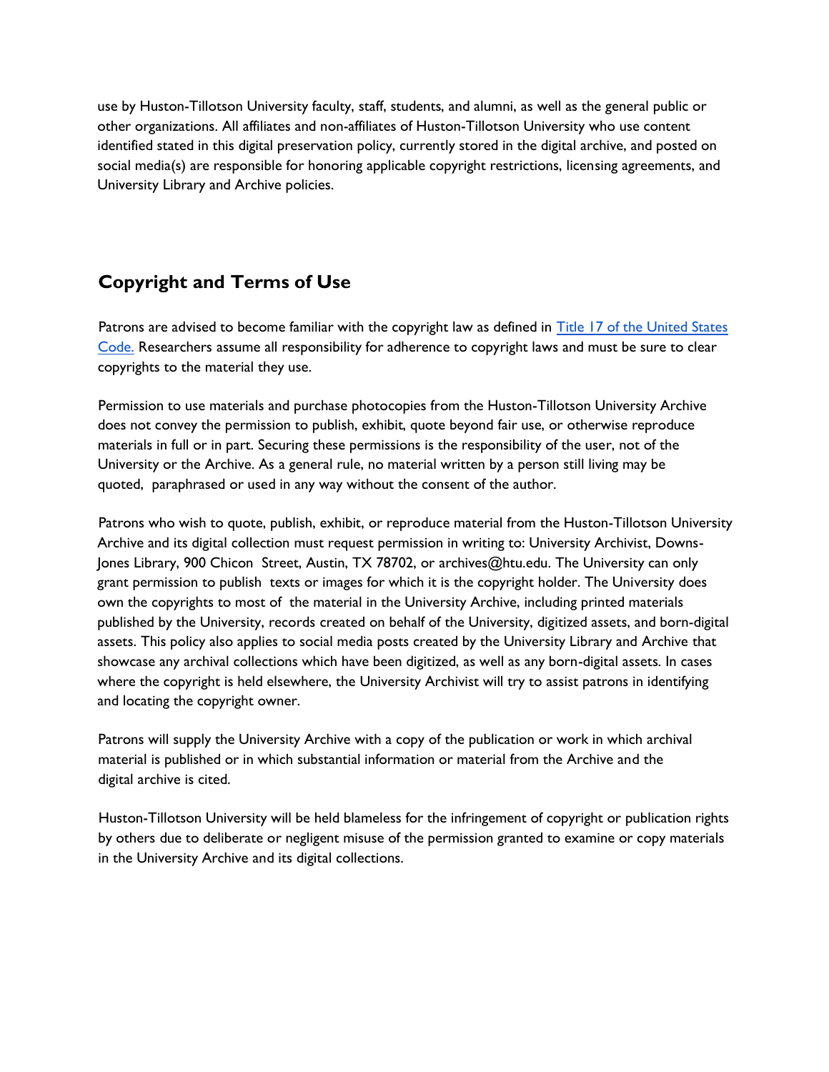use by Huston-Tillotson University faculty, staff, students, and alumni, as well as the general public or other organizations. All affiliates and non-affiliates of Huston-Tillotson University who use content identified stated in this digital preservation policy, currently stored in the digital archive, and posted on social media(s) are responsible for honoring applicable copyright restrictions, licensing agreements, and University Library and Archive policies.

## Copyright and Terms of Use

Patrons are advised to become familiar with the copyright law as defined in [Title 17 of the United States Code.]() Researchers assume all responsibility for adherence to copyright laws and must be sure to clear copyrights to the material they use.

Permission to use materials and purchase photocopies from the Huston-Tillotson University Archive does not convey the permission to publish, exhibit, quote beyond fair use, or otherwise reproduce materials in full or in part. Securing these permissions is the responsibility of the user, not of the University or the Archive. As a general rule, no material written by a person still living may be quoted, paraphrased or used in any way without the consent of the author.

Patrons who wish to quote, publish, exhibit, or reproduce material from the Huston-Tillotson University Archive and its digital collection must request permission in writing to: University Archivist, Downs-Jones Library, 900 Chicon Street, Austin, TX 78702, or archives@htu.edu. The University can only grant permission to publish texts or images for which it is the copyright holder. The University does own the copyrights to most of the material in the University Archive, including printed materials published by the University, records created on behalf of the University, digitized assets, and born-digital assets. This policy also applies to social media posts created by the University Library and Archive that showcase any archival collections which have been digitized, as well as any born-digital assets. In cases where the copyright is held elsewhere, the University Archivist will try to assist patrons in identifying and locating the copyright owner.

Patrons will supply the University Archive with a copy of the publication or work in which archival material is published or in which substantial information or material from the Archive and the digital archive is cited.

Huston-Tillotson University will be held blameless for the infringement of copyright or publication rights by others due to deliberate or negligent misuse of the permission granted to examine or copy materials in the University Archive and its digital collections.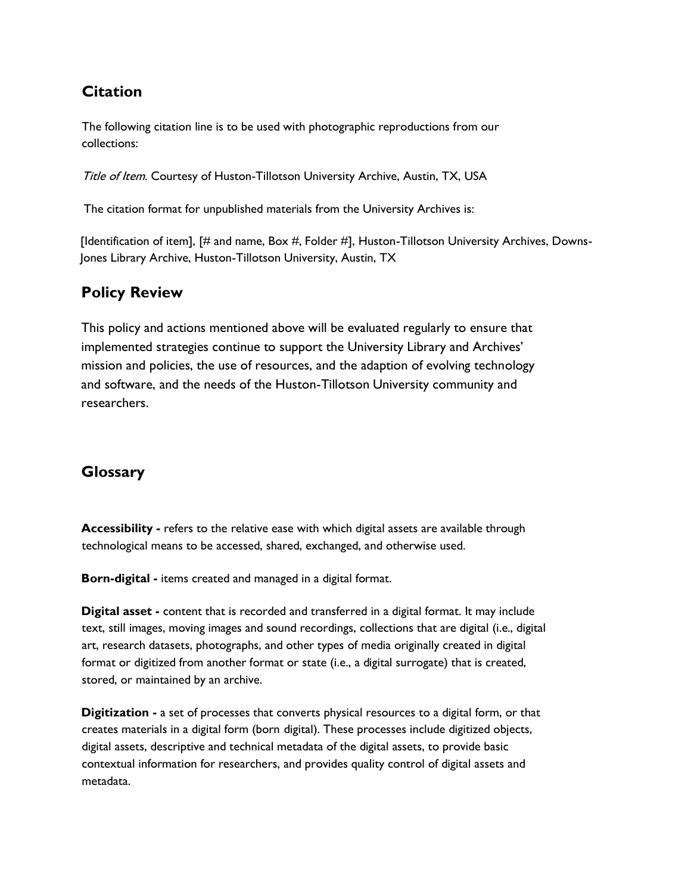## Citation

The following citation line is to be used with photographic reproductions from our collections:

*Title of Item.* Courtesy of Huston-Tillotson University Archive, Austin, TX, USA

The citation format for unpublished materials from the University Archives is:

[Identification of item], [# and name, Box #, Folder #], Huston-Tillotson University Archives, Downs-Jones Library Archive, Huston-Tillotson University, Austin, TX

## Policy Review

This policy and actions mentioned above will be evaluated regularly to ensure that implemented strategies continue to support the University Library and Archives' mission and policies, the use of resources, and the adaption of evolving technology and software, and the needs of the Huston-Tillotson University community and researchers.

## Glossary

**Accessibility -** refers to the relative ease with which digital assets are available through technological means to be accessed, shared, exchanged, and otherwise used.

**Born-digital -** items created and managed in a digital format.

**Digital asset -** content that is recorded and transferred in a digital format. It may include text, still images, moving images and sound recordings, collections that are digital (i.e., digital art, research datasets, photographs, and other types of media originally created in digital format or digitized from another format or state (i.e., a digital surrogate) that is created, stored, or maintained by an archive.

**Digitization -** a set of processes that converts physical resources to a digital form, or that creates materials in a digital form (born digital). These processes include digitized objects, digital assets, descriptive and technical metadata of the digital assets, to provide basic contextual information for researchers, and provides quality control of digital assets and metadata.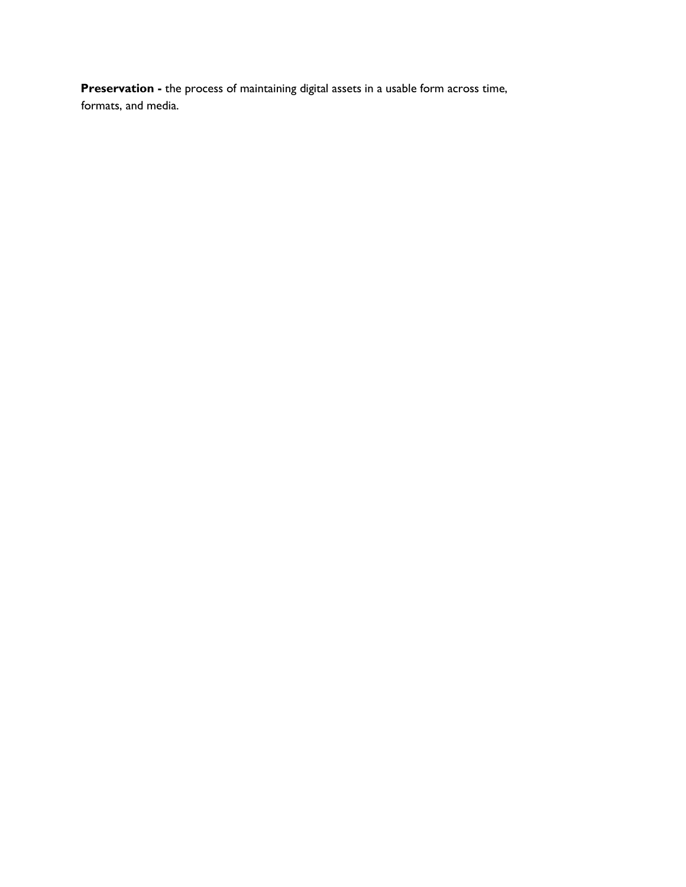**Preservation -** the process of maintaining digital assets in a usable form across time, formats, and media.